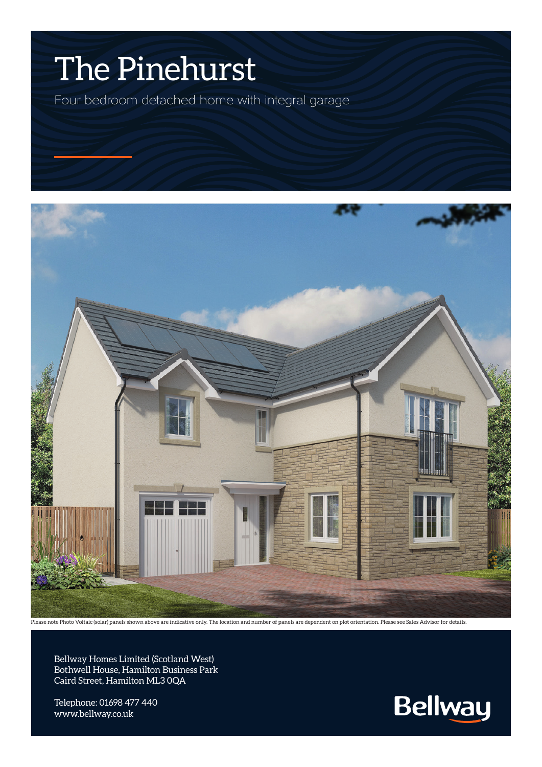# The Pinehurst

Four bedroom detached home with integral garage

Please note Photo Voltaic (solar) panels shown above are indicative only. The location and number of panels are dependent on plot orientation. Please see Sales Advisor for details.

Bellway Homes Limited (Scotland West)
Bothwell House, Hamilton Business Park
Caird Street, Hamilton ML3 0QA

Telephone: 01698 477 440
www.bellway.co.uk

Bellway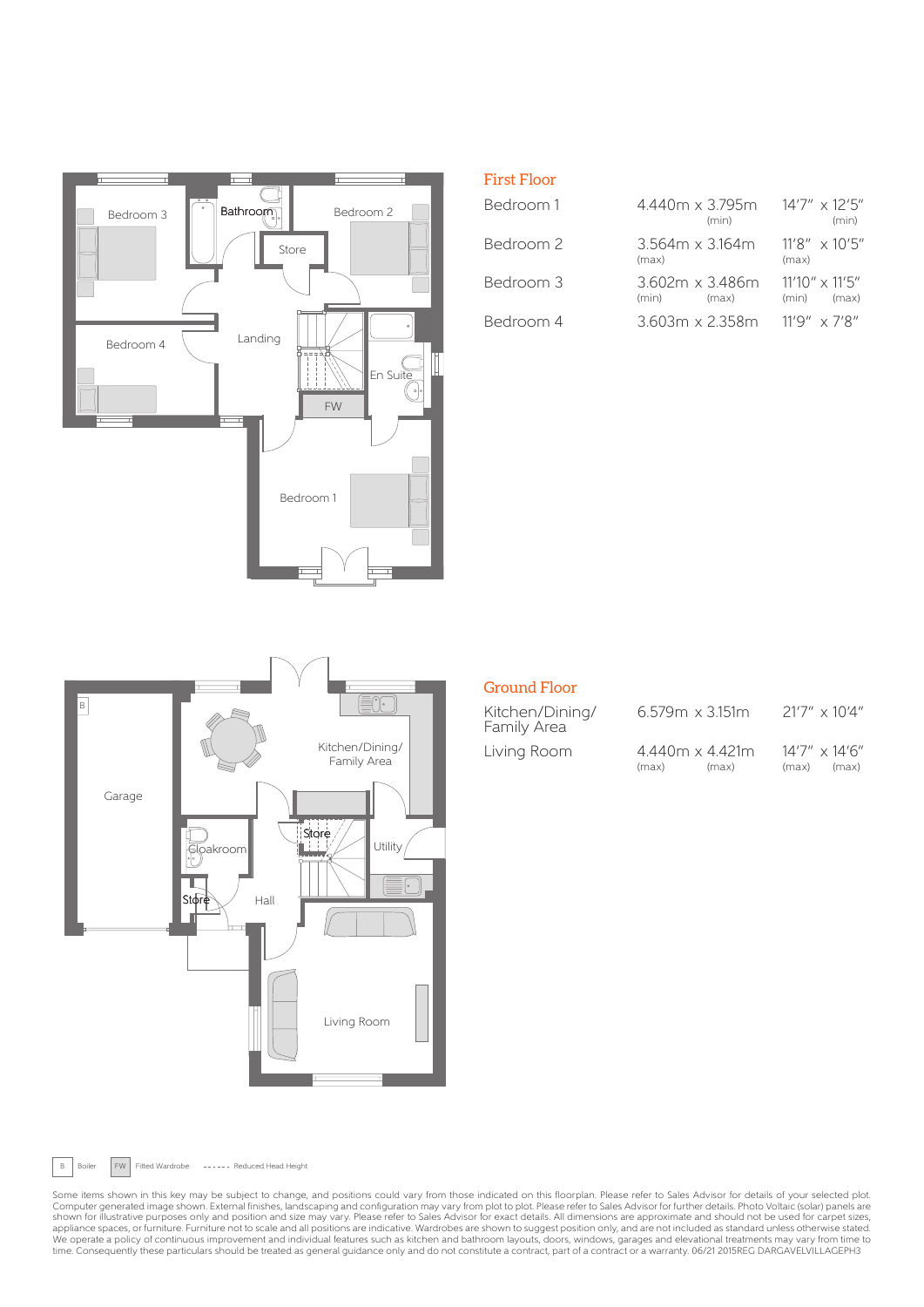## First Floor

| | | |
|---|---|---|
| Bedroom 1 | 4.440m x 3.795m (min) | 14'7" x 12'5" (min) |
| Bedroom 2 | 3.564m x 3.164m (max) | 11'8" x 10'5" (max) |
| Bedroom 3 | 3.602m x 3.486m (min) (max) | 11'10" x 11'5" (min) (max) |
| Bedroom 4 | 3.603m x 2.358m | 11'9" x 7'8" |

## Ground Floor

| | | |
|---|---|---|
| Kitchen/Dining/ Family Area | 6.579m x 3.151m | 21'7" x 10'4" |
| Living Room | 4.440m x 4.421m (max) (max) | 14'7" x 14'6" (max) (max) |

B Boiler FW Fitted Wardrobe ------ Reduced Head Height

Some items shown in this key may be subject to change, and positions could vary from those indicated on this floorplan. Please refer to Sales Advisor for details of your selected plot. Computer generated image shown. External finishes, landscaping and configuration may vary from plot to plot. Please refer to Sales Advisor for further details. Photo Voltaic (solar) panels are shown for illustrative purposes only and position and size may vary. Please refer to Sales Advisor for exact details. All dimensions are approximate and should not be used for carpet sizes, appliance spaces, or furniture. Furniture not to scale and all positions are indicative. Wardrobes are shown to suggest position only, and are not included as standard unless otherwise stated. We operate a policy of continuous improvement and individual features such as kitchen and bathroom layouts, doors, windows, garages and elevational treatments may vary from time to time. Consequently these particulars should be treated as general guidance only and do not constitute a contract, part of a contract or a warranty. 06/21 2015REG DARGAVELVILLAGEPH3